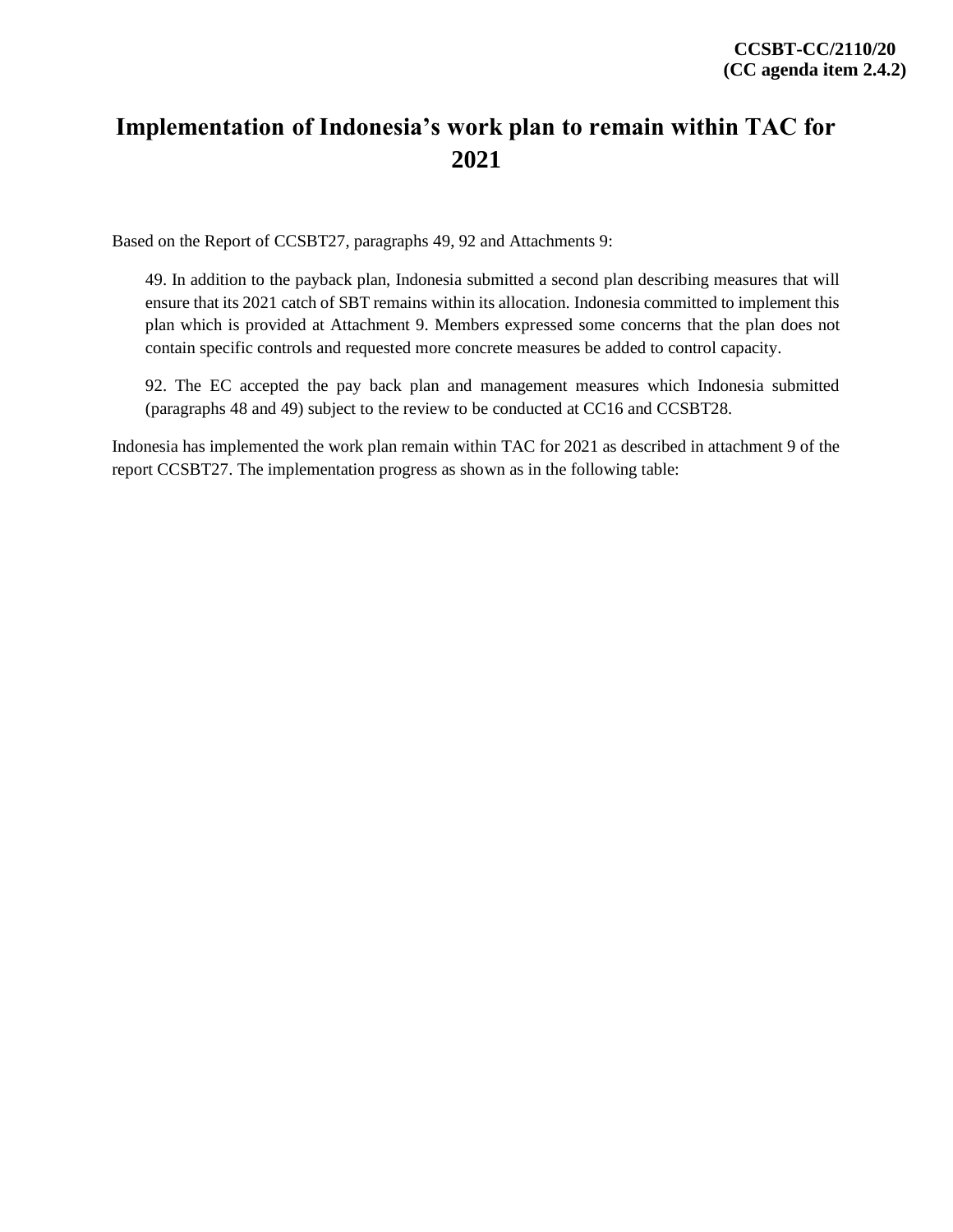**CCSBT-CC/2110/20**
**(CC agenda item 2.4.2)**

# Implementation of Indonesia's work plan to remain within TAC for 2021

Based on the Report of CCSBT27, paragraphs 49, 92 and Attachments 9:

> 49. In addition to the payback plan, Indonesia submitted a second plan describing measures that will ensure that its 2021 catch of SBT remains within its allocation. Indonesia committed to implement this plan which is provided at Attachment 9. Members expressed some concerns that the plan does not contain specific controls and requested more concrete measures be added to control capacity.
>
> 92. The EC accepted the pay back plan and management measures which Indonesia submitted (paragraphs 48 and 49) subject to the review to be conducted at CC16 and CCSBT28.

Indonesia has implemented the work plan remain within TAC for 2021 as described in attachment 9 of the report CCSBT27. The implementation progress as shown as in the following table: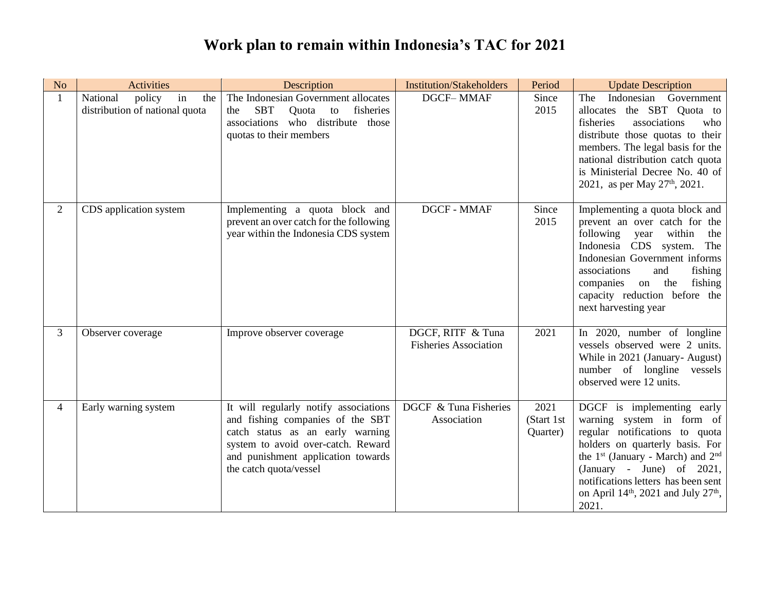# Work plan to remain within Indonesia's TAC for 2021

| No | Activities | Description | Institution/Stakeholders | Period | Update Description |
|---|---|---|---|---|---|
| 1 | National policy in the distribution of national quota | The Indonesian Government allocates the SBT Quota to fisheries associations who distribute those quotas to their members | DGCF– MMAF | Since 2015 | The Indonesian Government allocates the SBT Quota to fisheries associations who distribute those quotas to their members. The legal basis for the national distribution catch quota is Ministerial Decree No. 40 of 2021, as per May 27th, 2021. |
| 2 | CDS application system | Implementing a quota block and prevent an over catch for the following year within the Indonesia CDS system | DGCF - MMAF | Since 2015 | Implementing a quota block and prevent an over catch for the following year within the Indonesia CDS system. The Indonesian Government informs associations and fishing companies on the fishing capacity reduction before the next harvesting year |
| 3 | Observer coverage | Improve observer coverage | DGCF, RITF & Tuna Fisheries Association | 2021 | In 2020, number of longline vessels observed were 2 units. While in 2021 (January- August) number of longline vessels observed were 12 units. |
| 4 | Early warning system | It will regularly notify associations and fishing companies of the SBT catch status as an early warning system to avoid over-catch. Reward and punishment application towards the catch quota/vessel | DGCF & Tuna Fisheries Association | 2021 (Start 1st Quarter) | DGCF is implementing early warning system in form of regular notifications to quota holders on quarterly basis. For the 1st (January - March) and 2nd (January - June) of 2021, notifications letters has been sent on April 14th, 2021 and July 27th, 2021. |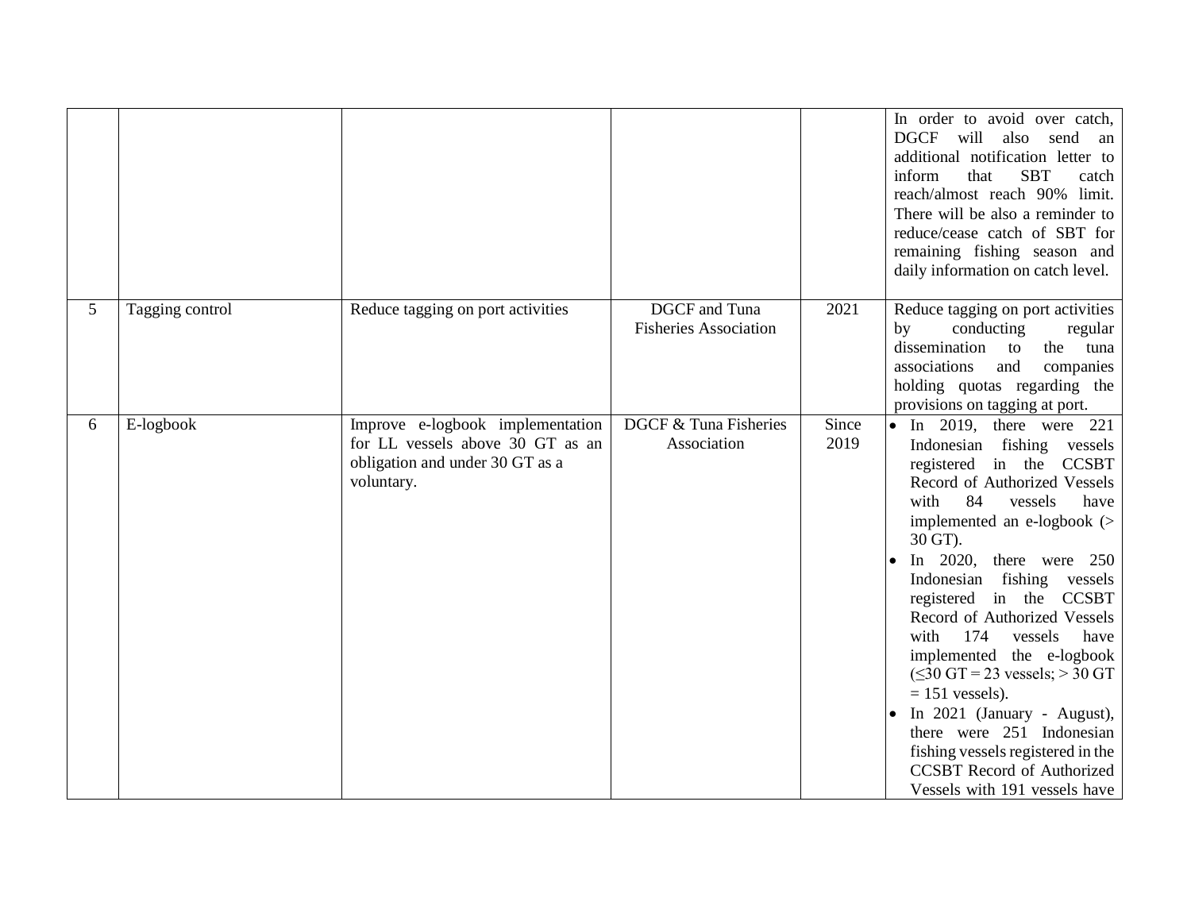| | | | | | |
|---|---|---|---|---|---|
| | | | | | In order to avoid over catch, DGCF will also send an additional notification letter to inform that SBT catch reach/almost reach 90% limit. There will be also a reminder to reduce/cease catch of SBT for remaining fishing season and daily information on catch level. |
| 5 | Tagging control | Reduce tagging on port activities | DGCF and Tuna Fisheries Association | 2021 | Reduce tagging on port activities by conducting regular dissemination to the tuna associations and companies holding quotas regarding the provisions on tagging at port. |
| 6 | E-logbook | Improve e-logbook implementation for LL vessels above 30 GT as an obligation and under 30 GT as a voluntary. | DGCF & Tuna Fisheries Association | Since 2019 | • In 2019, there were 221 Indonesian fishing vessels registered in the CCSBT Record of Authorized Vessels with 84 vessels have implemented an e-logbook (> 30 GT).<br>• In 2020, there were 250 Indonesian fishing vessels registered in the CCSBT Record of Authorized Vessels with 174 vessels have implemented the e-logbook (≤30 GT = 23 vessels; > 30 GT = 151 vessels).<br>• In 2021 (January - August), there were 251 Indonesian fishing vessels registered in the CCSBT Record of Authorized Vessels with 191 vessels have |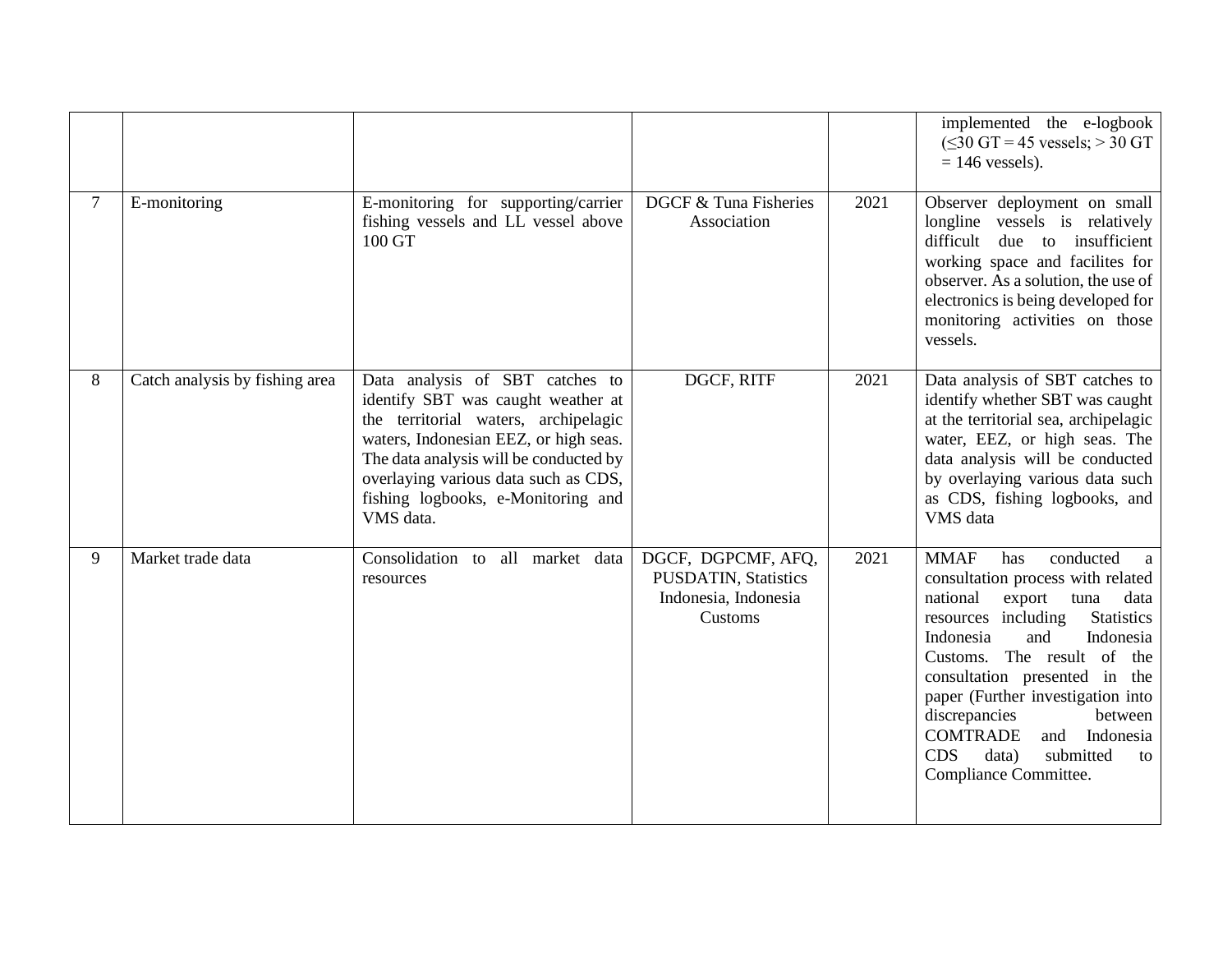| | | | | | |
|---|---|---|---|---|---|
| | | | | | implemented the e-logbook (≤30 GT = 45 vessels; > 30 GT = 146 vessels). |
| 7 | E-monitoring | E-monitoring for supporting/carrier fishing vessels and LL vessel above 100 GT | DGCF & Tuna Fisheries Association | 2021 | Observer deployment on small longline vessels is relatively difficult due to insufficient working space and facilites for observer. As a solution, the use of electronics is being developed for monitoring activities on those vessels. |
| 8 | Catch analysis by fishing area | Data analysis of SBT catches to identify SBT was caught weather at the territorial waters, archipelagic waters, Indonesian EEZ, or high seas. The data analysis will be conducted by overlaying various data such as CDS, fishing logbooks, e-Monitoring and VMS data. | DGCF, RITF | 2021 | Data analysis of SBT catches to identify whether SBT was caught at the territorial sea, archipelagic water, EEZ, or high seas. The data analysis will be conducted by overlaying various data such as CDS, fishing logbooks, and VMS data |
| 9 | Market trade data | Consolidation to all market data resources | DGCF, DGPCMF, AFQ, PUSDATIN, Statistics Indonesia, Indonesia Customs | 2021 | MMAF has conducted a consultation process with related national export tuna data resources including Statistics Indonesia and Indonesia Customs. The result of the consultation presented in the paper (Further investigation into discrepancies between COMTRADE and Indonesia CDS data) submitted to Compliance Committee. |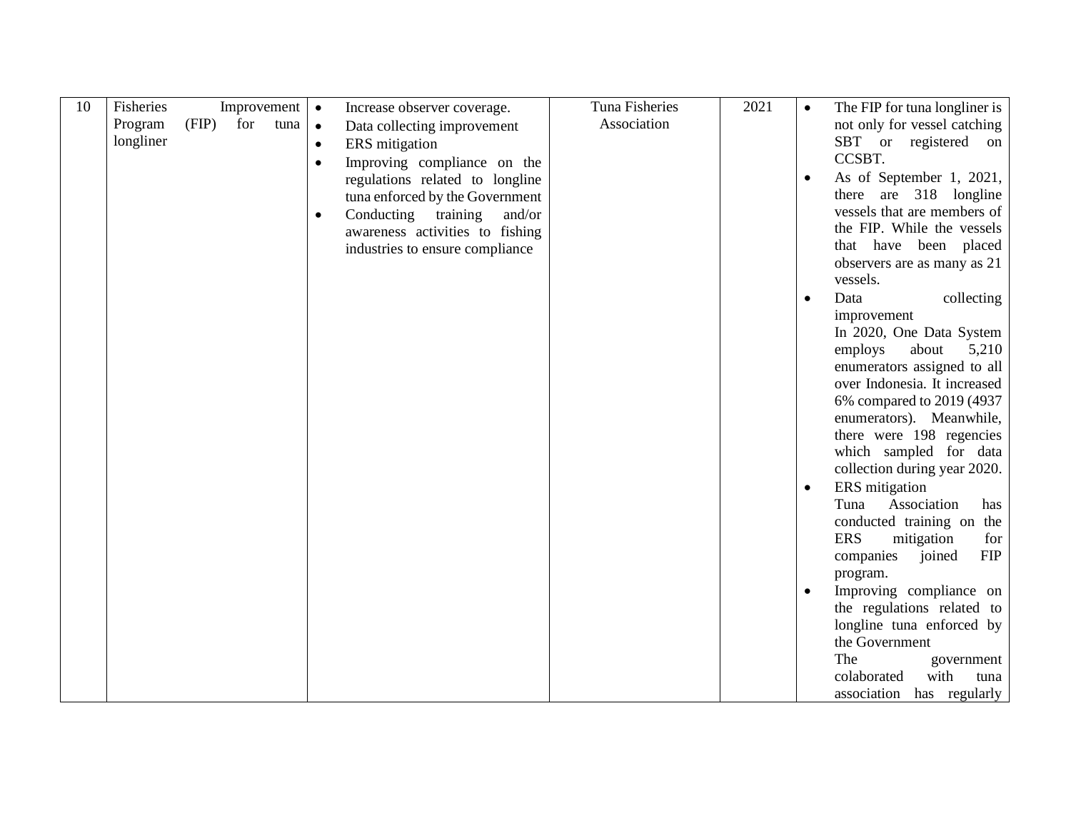| 10 | Fisheries Improvement Program (FIP) for tuna longliner | • Increase observer coverage.<br>• Data collecting improvement<br>• ERS mitigation<br>• Improving compliance on the regulations related to longline tuna enforced by the Government<br>• Conducting training and/or awareness activities to fishing industries to ensure compliance | Tuna Fisheries Association | 2021 | • The FIP for tuna longliner is not only for vessel catching SBT or registered on CCSBT.<br>• As of September 1, 2021, there are 318 longline vessels that are members of the FIP. While the vessels that have been placed observers are as many as 21 vessels.<br>• Data collecting improvement<br>In 2020, One Data System employs about 5,210 enumerators assigned to all over Indonesia. It increased 6% compared to 2019 (4937 enumerators). Meanwhile, there were 198 regencies which sampled for data collection during year 2020.<br>• ERS mitigation<br>Tuna Association has conducted training on the ERS mitigation for companies joined FIP program.<br>• Improving compliance on the regulations related to longline tuna enforced by the Government<br>The government colaborated with tuna association has regularly |
|---|---|---|---|---|---|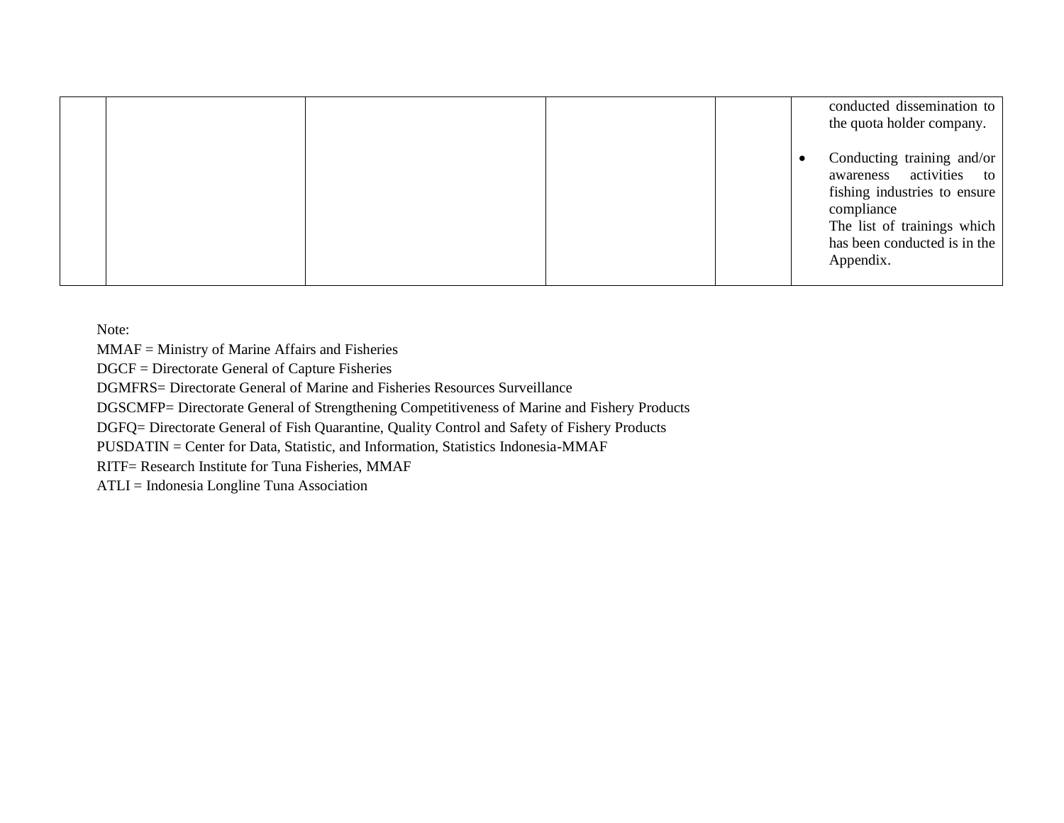|  |  |  |  |  |  |
|---|---|---|---|---|---|
|  |  |  |  |  | conducted dissemination to the quota holder company.<br><br>• Conducting training and/or awareness activities to fishing industries to ensure compliance<br>The list of trainings which has been conducted is in the Appendix. |

Note:
MMAF = Ministry of Marine Affairs and Fisheries
DGCF = Directorate General of Capture Fisheries
DGMFRS= Directorate General of Marine and Fisheries Resources Surveillance
DGSCMFP= Directorate General of Strengthening Competitiveness of Marine and Fishery Products
DGFQ= Directorate General of Fish Quarantine, Quality Control and Safety of Fishery Products
PUSDATIN = Center for Data, Statistic, and Information, Statistics Indonesia-MMAF
RITF= Research Institute for Tuna Fisheries, MMAF
ATLI = Indonesia Longline Tuna Association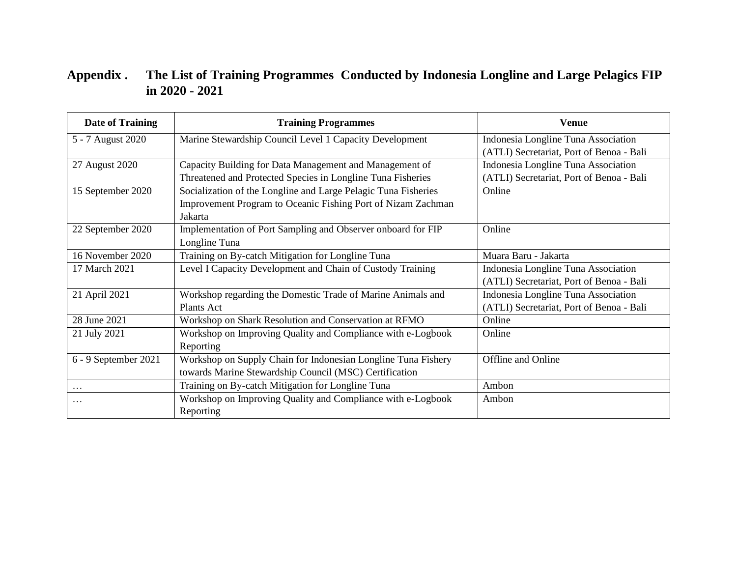# Appendix . The List of Training Programmes Conducted by Indonesia Longline and Large Pelagics FIP in 2020 - 2021

| Date of Training | Training Programmes | Venue |
|---|---|---|
| 5 - 7 August 2020 | Marine Stewardship Council Level 1 Capacity Development | Indonesia Longline Tuna Association (ATLI) Secretariat, Port of Benoa - Bali |
| 27 August 2020 | Capacity Building for Data Management and Management of Threatened and Protected Species in Longline Tuna Fisheries | Indonesia Longline Tuna Association (ATLI) Secretariat, Port of Benoa - Bali |
| 15 September 2020 | Socialization of the Longline and Large Pelagic Tuna Fisheries Improvement Program to Oceanic Fishing Port of Nizam Zachman Jakarta | Online |
| 22 September 2020 | Implementation of Port Sampling and Observer onboard for FIP Longline Tuna | Online |
| 16 November 2020 | Training on By-catch Mitigation for Longline Tuna | Muara Baru - Jakarta |
| 17 March 2021 | Level I Capacity Development and Chain of Custody Training | Indonesia Longline Tuna Association (ATLI) Secretariat, Port of Benoa - Bali |
| 21 April 2021 | Workshop regarding the Domestic Trade of Marine Animals and Plants Act | Indonesia Longline Tuna Association (ATLI) Secretariat, Port of Benoa - Bali |
| 28 June 2021 | Workshop on Shark Resolution and Conservation at RFMO | Online |
| 21 July 2021 | Workshop on Improving Quality and Compliance with e-Logbook Reporting | Online |
| 6 - 9 September 2021 | Workshop on Supply Chain for Indonesian Longline Tuna Fishery towards Marine Stewardship Council (MSC) Certification | Offline and Online |
| … | Training on By-catch Mitigation for Longline Tuna | Ambon |
| … | Workshop on Improving Quality and Compliance with e-Logbook Reporting | Ambon |